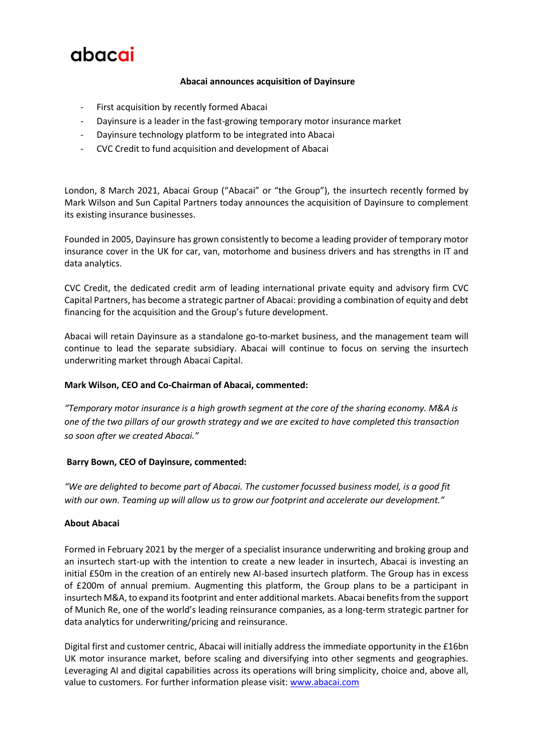# abacai

**Abacai announces acquisition of Dayinsure**

- First acquisition by recently formed Abacai
- Dayinsure is a leader in the fast-growing temporary motor insurance market
- Dayinsure technology platform to be integrated into Abacai
- CVC Credit to fund acquisition and development of Abacai

London, 8 March 2021, Abacai Group ("Abacai" or "the Group"), the insurtech recently formed by Mark Wilson and Sun Capital Partners today announces the acquisition of Dayinsure to complement its existing insurance businesses.

Founded in 2005, Dayinsure has grown consistently to become a leading provider of temporary motor insurance cover in the UK for car, van, motorhome and business drivers and has strengths in IT and data analytics.

CVC Credit, the dedicated credit arm of leading international private equity and advisory firm CVC Capital Partners, has become a strategic partner of Abacai: providing a combination of equity and debt financing for the acquisition and the Group's future development.

Abacai will retain Dayinsure as a standalone go-to-market business, and the management team will continue to lead the separate subsidiary. Abacai will continue to focus on serving the insurtech underwriting market through Abacai Capital.

**Mark Wilson, CEO and Co-Chairman of Abacai, commented:**

*"Temporary motor insurance is a high growth segment at the core of the sharing economy. M&A is one of the two pillars of our growth strategy and we are excited to have completed this transaction so soon after we created Abacai."*

**Barry Bown, CEO of Dayinsure, commented:**

*"We are delighted to become part of Abacai. The customer focussed business model, is a good fit with our own. Teaming up will allow us to grow our footprint and accelerate our development."*

**About Abacai**

Formed in February 2021 by the merger of a specialist insurance underwriting and broking group and an insurtech start-up with the intention to create a new leader in insurtech, Abacai is investing an initial £50m in the creation of an entirely new AI-based insurtech platform. The Group has in excess of £200m of annual premium. Augmenting this platform, the Group plans to be a participant in insurtech M&A, to expand its footprint and enter additional markets. Abacai benefits from the support of Munich Re, one of the world's leading reinsurance companies, as a long-term strategic partner for data analytics for underwriting/pricing and reinsurance.

Digital first and customer centric, Abacai will initially address the immediate opportunity in the £16bn UK motor insurance market, before scaling and diversifying into other segments and geographies. Leveraging AI and digital capabilities across its operations will bring simplicity, choice and, above all, value to customers. For further information please visit: [www.abacai.com](http://www.abacai.com)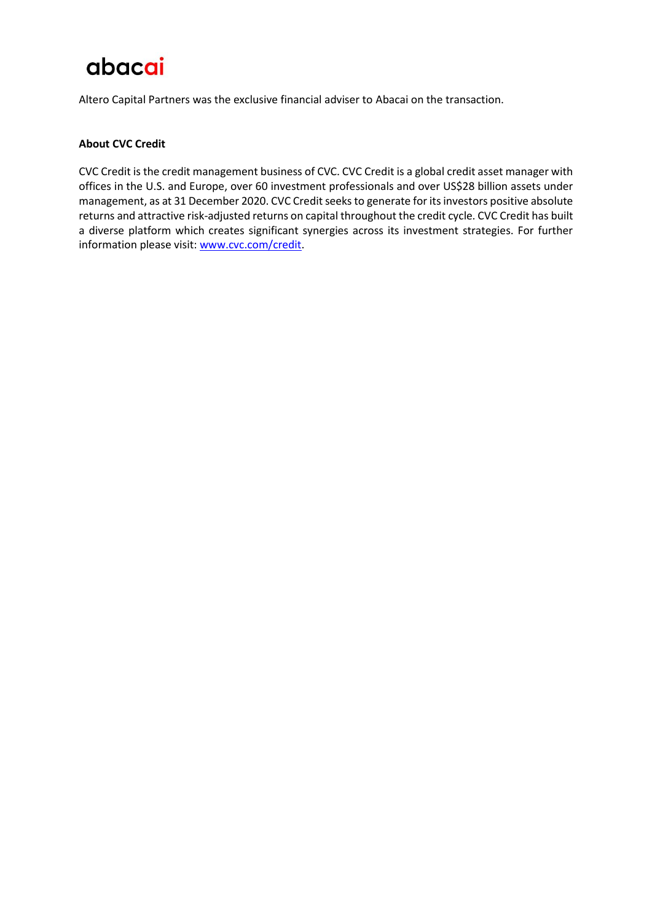abacai

Altero Capital Partners was the exclusive financial adviser to Abacai on the transaction.

**About CVC Credit**

CVC Credit is the credit management business of CVC. CVC Credit is a global credit asset manager with offices in the U.S. and Europe, over 60 investment professionals and over US$28 billion assets under management, as at 31 December 2020. CVC Credit seeks to generate for its investors positive absolute returns and attractive risk-adjusted returns on capital throughout the credit cycle. CVC Credit has built a diverse platform which creates significant synergies across its investment strategies. For further information please visit: [www.cvc.com/credit](http://www.cvc.com/credit).